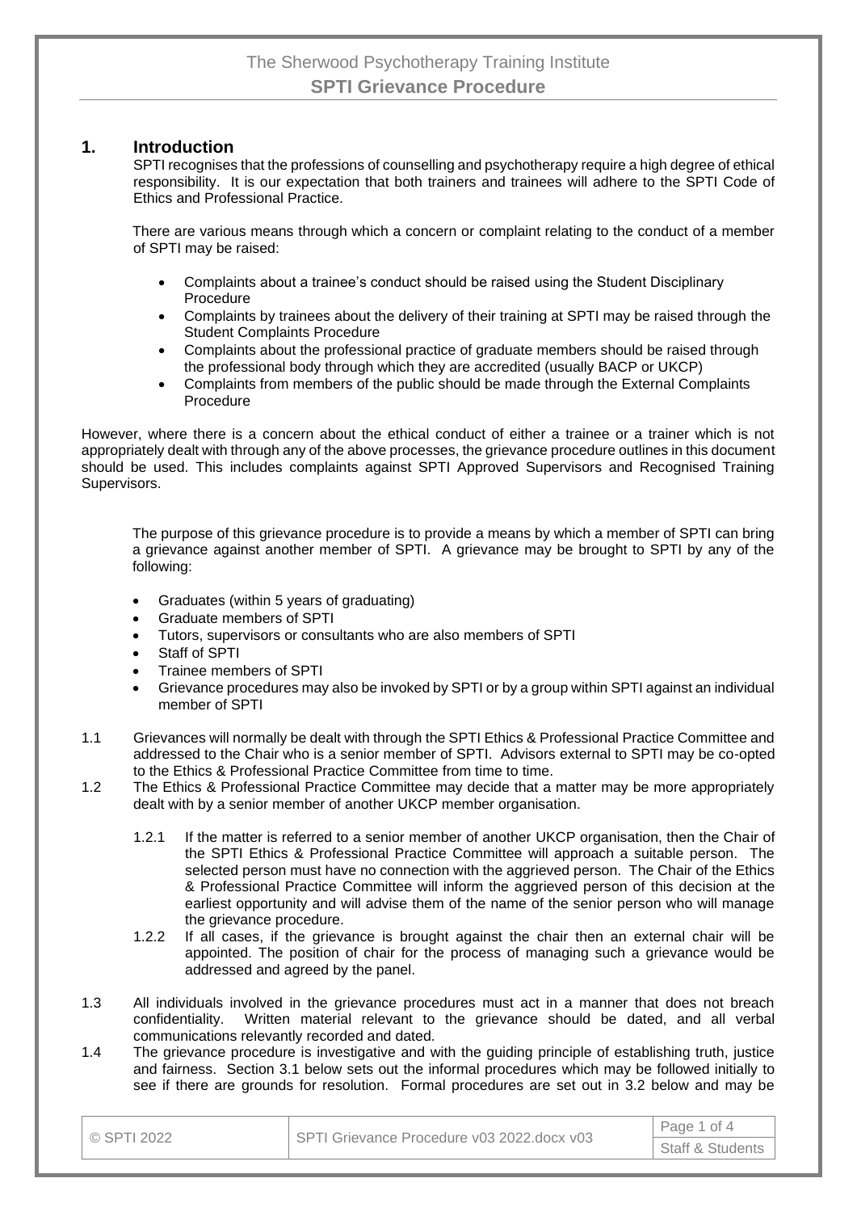## 1. Introduction

SPTI recognises that the professions of counselling and psychotherapy require a high degree of ethical responsibility. It is our expectation that both trainers and trainees will adhere to the SPTI Code of Ethics and Professional Practice.

There are various means through which a concern or complaint relating to the conduct of a member of SPTI may be raised:

- Complaints about a trainee's conduct should be raised using the Student Disciplinary Procedure
- Complaints by trainees about the delivery of their training at SPTI may be raised through the Student Complaints Procedure
- Complaints about the professional practice of graduate members should be raised through the professional body through which they are accredited (usually BACP or UKCP)
- Complaints from members of the public should be made through the External Complaints Procedure

However, where there is a concern about the ethical conduct of either a trainee or a trainer which is not appropriately dealt with through any of the above processes, the grievance procedure outlines in this document should be used. This includes complaints against SPTI Approved Supervisors and Recognised Training Supervisors.

The purpose of this grievance procedure is to provide a means by which a member of SPTI can bring a grievance against another member of SPTI. A grievance may be brought to SPTI by any of the following:

- Graduates (within 5 years of graduating)
- Graduate members of SPTI
- Tutors, supervisors or consultants who are also members of SPTI
- Staff of SPTI
- Trainee members of SPTI
- Grievance procedures may also be invoked by SPTI or by a group within SPTI against an individual member of SPTI

1.1 Grievances will normally be dealt with through the SPTI Ethics & Professional Practice Committee and addressed to the Chair who is a senior member of SPTI. Advisors external to SPTI may be co-opted to the Ethics & Professional Practice Committee from time to time.

1.2 The Ethics & Professional Practice Committee may decide that a matter may be more appropriately dealt with by a senior member of another UKCP member organisation.

1.2.1 If the matter is referred to a senior member of another UKCP organisation, then the Chair of the SPTI Ethics & Professional Practice Committee will approach a suitable person. The selected person must have no connection with the aggrieved person. The Chair of the Ethics & Professional Practice Committee will inform the aggrieved person of this decision at the earliest opportunity and will advise them of the name of the senior person who will manage the grievance procedure.

1.2.2 If all cases, if the grievance is brought against the chair then an external chair will be appointed. The position of chair for the process of managing such a grievance would be addressed and agreed by the panel.

1.3 All individuals involved in the grievance procedures must act in a manner that does not breach confidentiality. Written material relevant to the grievance should be dated, and all verbal communications relevantly recorded and dated.

1.4 The grievance procedure is investigative and with the guiding principle of establishing truth, justice and fairness. Section 3.1 below sets out the informal procedures which may be followed initially to see if there are grounds for resolution. Formal procedures are set out in 3.2 below and may be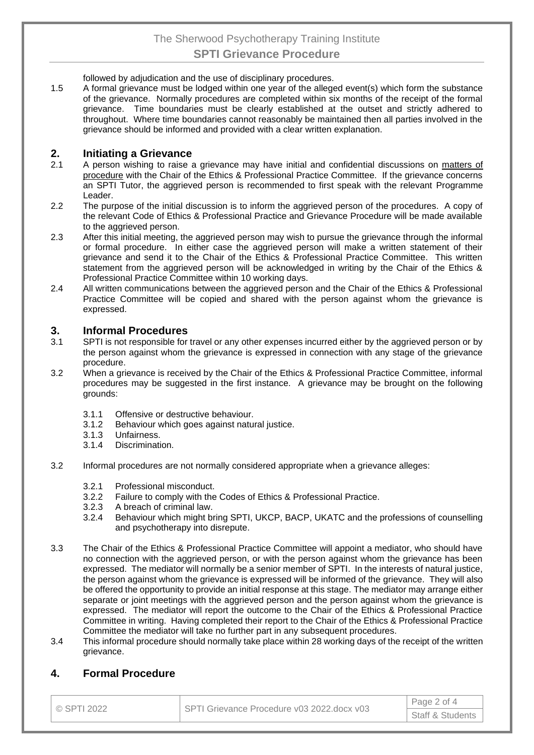followed by adjudication and the use of disciplinary procedures.

1.5 A formal grievance must be lodged within one year of the alleged event(s) which form the substance of the grievance. Normally procedures are completed within six months of the receipt of the formal grievance. Time boundaries must be clearly established at the outset and strictly adhered to throughout. Where time boundaries cannot reasonably be maintained then all parties involved in the grievance should be informed and provided with a clear written explanation.

## 2. Initiating a Grievance

2.1 A person wishing to raise a grievance may have initial and confidential discussions on matters of procedure with the Chair of the Ethics & Professional Practice Committee. If the grievance concerns an SPTI Tutor, the aggrieved person is recommended to first speak with the relevant Programme Leader.

2.2 The purpose of the initial discussion is to inform the aggrieved person of the procedures. A copy of the relevant Code of Ethics & Professional Practice and Grievance Procedure will be made available to the aggrieved person.

2.3 After this initial meeting, the aggrieved person may wish to pursue the grievance through the informal or formal procedure. In either case the aggrieved person will make a written statement of their grievance and send it to the Chair of the Ethics & Professional Practice Committee. This written statement from the aggrieved person will be acknowledged in writing by the Chair of the Ethics & Professional Practice Committee within 10 working days.

2.4 All written communications between the aggrieved person and the Chair of the Ethics & Professional Practice Committee will be copied and shared with the person against whom the grievance is expressed.

## 3. Informal Procedures

3.1 SPTI is not responsible for travel or any other expenses incurred either by the aggrieved person or by the person against whom the grievance is expressed in connection with any stage of the grievance procedure.

3.2 When a grievance is received by the Chair of the Ethics & Professional Practice Committee, informal procedures may be suggested in the first instance. A grievance may be brought on the following grounds:

- 3.1.1 Offensive or destructive behaviour.
- 3.1.2 Behaviour which goes against natural justice.
- 3.1.3 Unfairness.
- 3.1.4 Discrimination.

3.2 Informal procedures are not normally considered appropriate when a grievance alleges:

- 3.2.1 Professional misconduct.
- 3.2.2 Failure to comply with the Codes of Ethics & Professional Practice.
- 3.2.3 A breach of criminal law.
- 3.2.4 Behaviour which might bring SPTI, UKCP, BACP, UKATC and the professions of counselling and psychotherapy into disrepute.

3.3 The Chair of the Ethics & Professional Practice Committee will appoint a mediator, who should have no connection with the aggrieved person, or with the person against whom the grievance has been expressed. The mediator will normally be a senior member of SPTI. In the interests of natural justice, the person against whom the grievance is expressed will be informed of the grievance. They will also be offered the opportunity to provide an initial response at this stage. The mediator may arrange either separate or joint meetings with the aggrieved person and the person against whom the grievance is expressed. The mediator will report the outcome to the Chair of the Ethics & Professional Practice Committee in writing. Having completed their report to the Chair of the Ethics & Professional Practice Committee the mediator will take no further part in any subsequent procedures.

3.4 This informal procedure should normally take place within 28 working days of the receipt of the written grievance.

## 4. Formal Procedure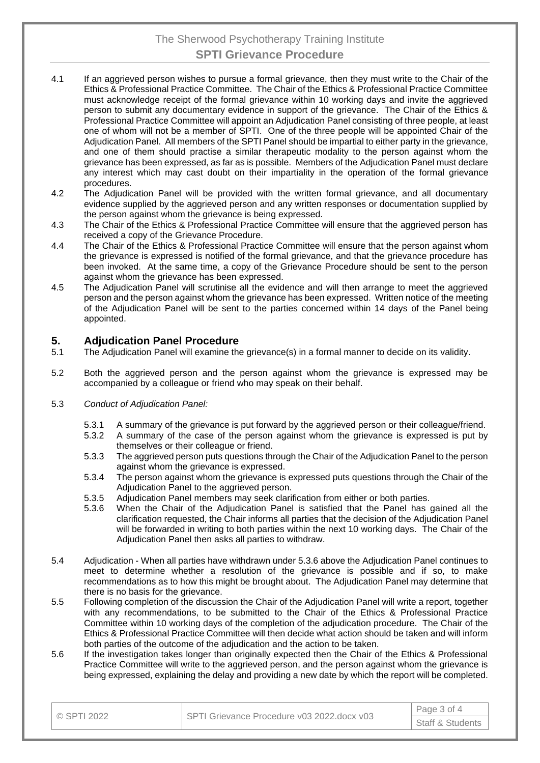4.1 If an aggrieved person wishes to pursue a formal grievance, then they must write to the Chair of the Ethics & Professional Practice Committee. The Chair of the Ethics & Professional Practice Committee must acknowledge receipt of the formal grievance within 10 working days and invite the aggrieved person to submit any documentary evidence in support of the grievance. The Chair of the Ethics & Professional Practice Committee will appoint an Adjudication Panel consisting of three people, at least one of whom will not be a member of SPTI. One of the three people will be appointed Chair of the Adjudication Panel. All members of the SPTI Panel should be impartial to either party in the grievance, and one of them should practise a similar therapeutic modality to the person against whom the grievance has been expressed, as far as is possible. Members of the Adjudication Panel must declare any interest which may cast doubt on their impartiality in the operation of the formal grievance procedures.

4.2 The Adjudication Panel will be provided with the written formal grievance, and all documentary evidence supplied by the aggrieved person and any written responses or documentation supplied by the person against whom the grievance is being expressed.

4.3 The Chair of the Ethics & Professional Practice Committee will ensure that the aggrieved person has received a copy of the Grievance Procedure.

4.4 The Chair of the Ethics & Professional Practice Committee will ensure that the person against whom the grievance is expressed is notified of the formal grievance, and that the grievance procedure has been invoked. At the same time, a copy of the Grievance Procedure should be sent to the person against whom the grievance has been expressed.

4.5 The Adjudication Panel will scrutinise all the evidence and will then arrange to meet the aggrieved person and the person against whom the grievance has been expressed. Written notice of the meeting of the Adjudication Panel will be sent to the parties concerned within 14 days of the Panel being appointed.

## 5. Adjudication Panel Procedure

5.1 The Adjudication Panel will examine the grievance(s) in a formal manner to decide on its validity.

5.2 Both the aggrieved person and the person against whom the grievance is expressed may be accompanied by a colleague or friend who may speak on their behalf.

5.3 *Conduct of Adjudication Panel:*

- 5.3.1 A summary of the grievance is put forward by the aggrieved person or their colleague/friend.
- 5.3.2 A summary of the case of the person against whom the grievance is expressed is put by themselves or their colleague or friend.
- 5.3.3 The aggrieved person puts questions through the Chair of the Adjudication Panel to the person against whom the grievance is expressed.
- 5.3.4 The person against whom the grievance is expressed puts questions through the Chair of the Adjudication Panel to the aggrieved person.
- 5.3.5 Adjudication Panel members may seek clarification from either or both parties.
- 5.3.6 When the Chair of the Adjudication Panel is satisfied that the Panel has gained all the clarification requested, the Chair informs all parties that the decision of the Adjudication Panel will be forwarded in writing to both parties within the next 10 working days. The Chair of the Adjudication Panel then asks all parties to withdraw.

5.4 Adjudication - When all parties have withdrawn under 5.3.6 above the Adjudication Panel continues to meet to determine whether a resolution of the grievance is possible and if so, to make recommendations as to how this might be brought about. The Adjudication Panel may determine that there is no basis for the grievance.

5.5 Following completion of the discussion the Chair of the Adjudication Panel will write a report, together with any recommendations, to be submitted to the Chair of the Ethics & Professional Practice Committee within 10 working days of the completion of the adjudication procedure. The Chair of the Ethics & Professional Practice Committee will then decide what action should be taken and will inform both parties of the outcome of the adjudication and the action to be taken.

5.6 If the investigation takes longer than originally expected then the Chair of the Ethics & Professional Practice Committee will write to the aggrieved person, and the person against whom the grievance is being expressed, explaining the delay and providing a new date by which the report will be completed.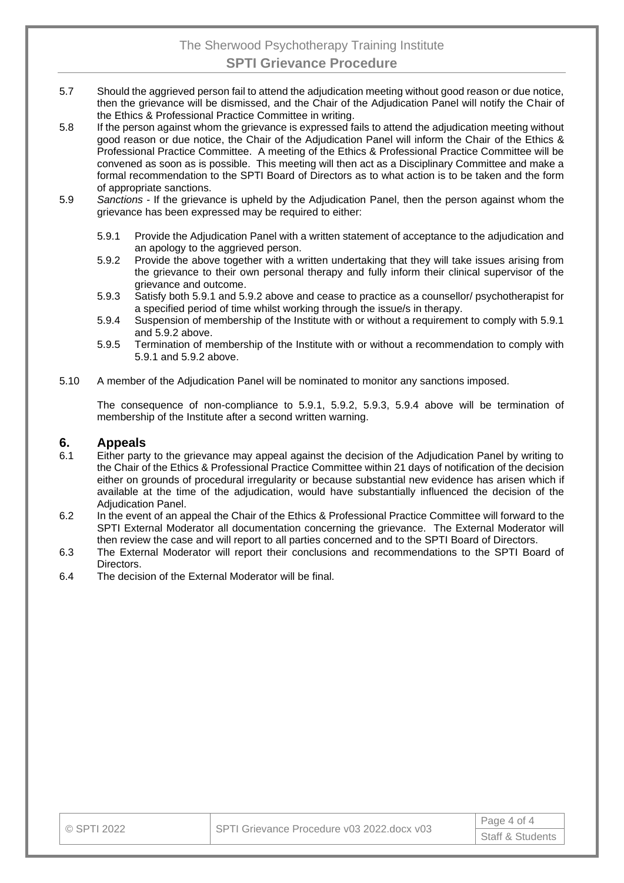5.7 Should the aggrieved person fail to attend the adjudication meeting without good reason or due notice, then the grievance will be dismissed, and the Chair of the Adjudication Panel will notify the Chair of the Ethics & Professional Practice Committee in writing.

5.8 If the person against whom the grievance is expressed fails to attend the adjudication meeting without good reason or due notice, the Chair of the Adjudication Panel will inform the Chair of the Ethics & Professional Practice Committee. A meeting of the Ethics & Professional Practice Committee will be convened as soon as is possible. This meeting will then act as a Disciplinary Committee and make a formal recommendation to the SPTI Board of Directors as to what action is to be taken and the form of appropriate sanctions.

5.9 *Sanctions* - If the grievance is upheld by the Adjudication Panel, then the person against whom the grievance has been expressed may be required to either:

- 5.9.1 Provide the Adjudication Panel with a written statement of acceptance to the adjudication and an apology to the aggrieved person.
- 5.9.2 Provide the above together with a written undertaking that they will take issues arising from the grievance to their own personal therapy and fully inform their clinical supervisor of the grievance and outcome.
- 5.9.3 Satisfy both 5.9.1 and 5.9.2 above and cease to practice as a counsellor/ psychotherapist for a specified period of time whilst working through the issue/s in therapy.
- 5.9.4 Suspension of membership of the Institute with or without a requirement to comply with 5.9.1 and 5.9.2 above.
- 5.9.5 Termination of membership of the Institute with or without a recommendation to comply with 5.9.1 and 5.9.2 above.

5.10 A member of the Adjudication Panel will be nominated to monitor any sanctions imposed.

The consequence of non-compliance to 5.9.1, 5.9.2, 5.9.3, 5.9.4 above will be termination of membership of the Institute after a second written warning.

## 6. Appeals

6.1 Either party to the grievance may appeal against the decision of the Adjudication Panel by writing to the Chair of the Ethics & Professional Practice Committee within 21 days of notification of the decision either on grounds of procedural irregularity or because substantial new evidence has arisen which if available at the time of the adjudication, would have substantially influenced the decision of the Adjudication Panel.

6.2 In the event of an appeal the Chair of the Ethics & Professional Practice Committee will forward to the SPTI External Moderator all documentation concerning the grievance. The External Moderator will then review the case and will report to all parties concerned and to the SPTI Board of Directors.

6.3 The External Moderator will report their conclusions and recommendations to the SPTI Board of Directors.

6.4 The decision of the External Moderator will be final.